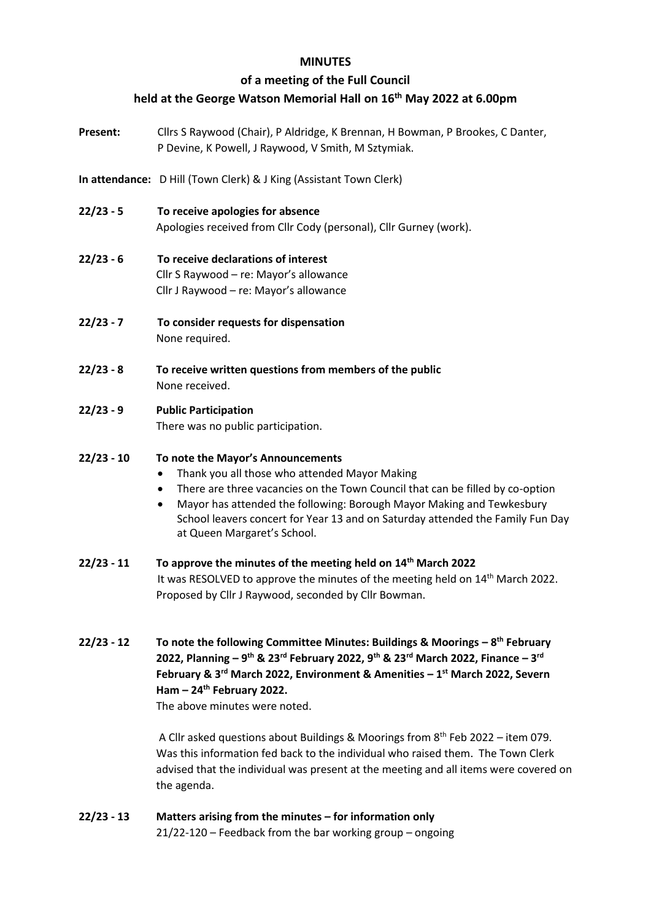# MINUTES

## of a meeting of the Full Council

## held at the George Watson Memorial Hall on 16th May 2022 at 6.00pm

**Present:** Cllrs S Raywood (Chair), P Aldridge, K Brennan, H Bowman, P Brookes, C Danter, P Devine, K Powell, J Raywood, V Smith, M Sztymiak.

**In attendance:** D Hill (Town Clerk) & J King (Assistant Town Clerk)

**22/23 - 5 To receive apologies for absence**

Apologies received from Cllr Cody (personal), Cllr Gurney (work).

**22/23 - 6 To receive declarations of interest**

Cllr S Raywood – re: Mayor's allowance
Cllr J Raywood – re: Mayor's allowance

**22/23 - 7 To consider requests for dispensation**

None required.

**22/23 - 8 To receive written questions from members of the public**

None received.

**22/23 - 9 Public Participation**

There was no public participation.

**22/23 - 10 To note the Mayor's Announcements**

- Thank you all those who attended Mayor Making
- There are three vacancies on the Town Council that can be filled by co-option
- Mayor has attended the following: Borough Mayor Making and Tewkesbury School leavers concert for Year 13 and on Saturday attended the Family Fun Day at Queen Margaret's School.

**22/23 - 11 To approve the minutes of the meeting held on 14th March 2022**

It was RESOLVED to approve the minutes of the meeting held on 14th March 2022. Proposed by Cllr J Raywood, seconded by Cllr Bowman.

**22/23 - 12 To note the following Committee Minutes: Buildings & Moorings – 8th February 2022, Planning – 9th & 23rd February 2022, 9th & 23rd March 2022, Finance – 3rd February & 3rd March 2022, Environment & Amenities – 1st March 2022, Severn Ham – 24th February 2022.**

The above minutes were noted.

A Cllr asked questions about Buildings & Moorings from 8th Feb 2022 – item 079. Was this information fed back to the individual who raised them. The Town Clerk advised that the individual was present at the meeting and all items were covered on the agenda.

**22/23 - 13 Matters arising from the minutes – for information only**

21/22-120 – Feedback from the bar working group – ongoing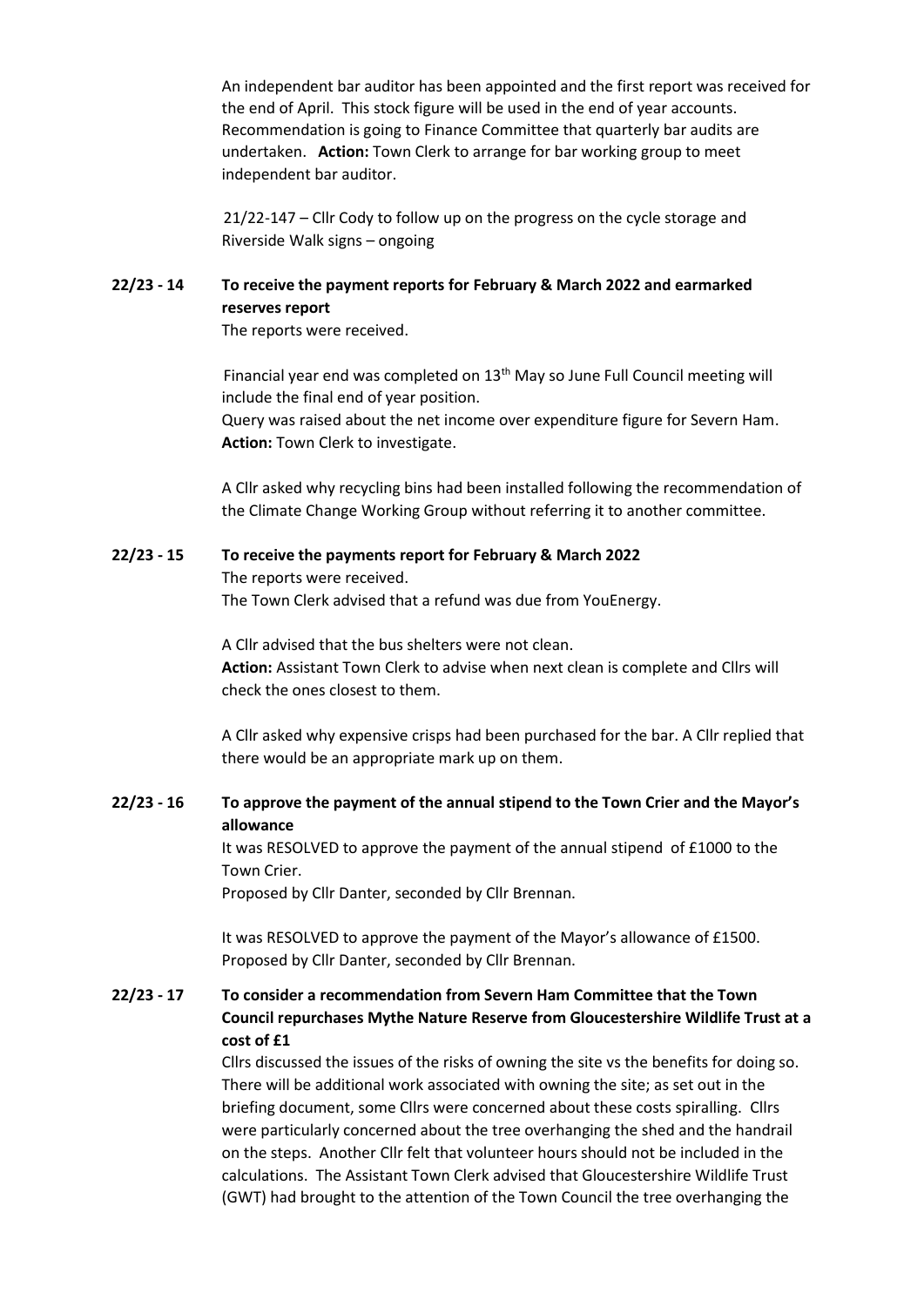An independent bar auditor has been appointed and the first report was received for the end of April. This stock figure will be used in the end of year accounts. Recommendation is going to Finance Committee that quarterly bar audits are undertaken. **Action:** Town Clerk to arrange for bar working group to meet independent bar auditor.

21/22-147 – Cllr Cody to follow up on the progress on the cycle storage and Riverside Walk signs – ongoing

**22/23 - 14 To receive the payment reports for February & March 2022 and earmarked reserves report**

The reports were received.

Financial year end was completed on 13th May so June Full Council meeting will include the final end of year position.

Query was raised about the net income over expenditure figure for Severn Ham.
**Action:** Town Clerk to investigate.

A Cllr asked why recycling bins had been installed following the recommendation of the Climate Change Working Group without referring it to another committee.

**22/23 - 15 To receive the payments report for February & March 2022**

The reports were received.
The Town Clerk advised that a refund was due from YouEnergy.

A Cllr advised that the bus shelters were not clean.
**Action:** Assistant Town Clerk to advise when next clean is complete and Cllrs will check the ones closest to them.

A Cllr asked why expensive crisps had been purchased for the bar. A Cllr replied that there would be an appropriate mark up on them.

**22/23 - 16 To approve the payment of the annual stipend to the Town Crier and the Mayor's allowance**

It was RESOLVED to approve the payment of the annual stipend of £1000 to the Town Crier.
Proposed by Cllr Danter, seconded by Cllr Brennan.

It was RESOLVED to approve the payment of the Mayor's allowance of £1500.
Proposed by Cllr Danter, seconded by Cllr Brennan.

**22/23 - 17 To consider a recommendation from Severn Ham Committee that the Town Council repurchases Mythe Nature Reserve from Gloucestershire Wildlife Trust at a cost of £1**

Cllrs discussed the issues of the risks of owning the site vs the benefits for doing so. There will be additional work associated with owning the site; as set out in the briefing document, some Cllrs were concerned about these costs spiralling. Cllrs were particularly concerned about the tree overhanging the shed and the handrail on the steps. Another Cllr felt that volunteer hours should not be included in the calculations. The Assistant Town Clerk advised that Gloucestershire Wildlife Trust (GWT) had brought to the attention of the Town Council the tree overhanging the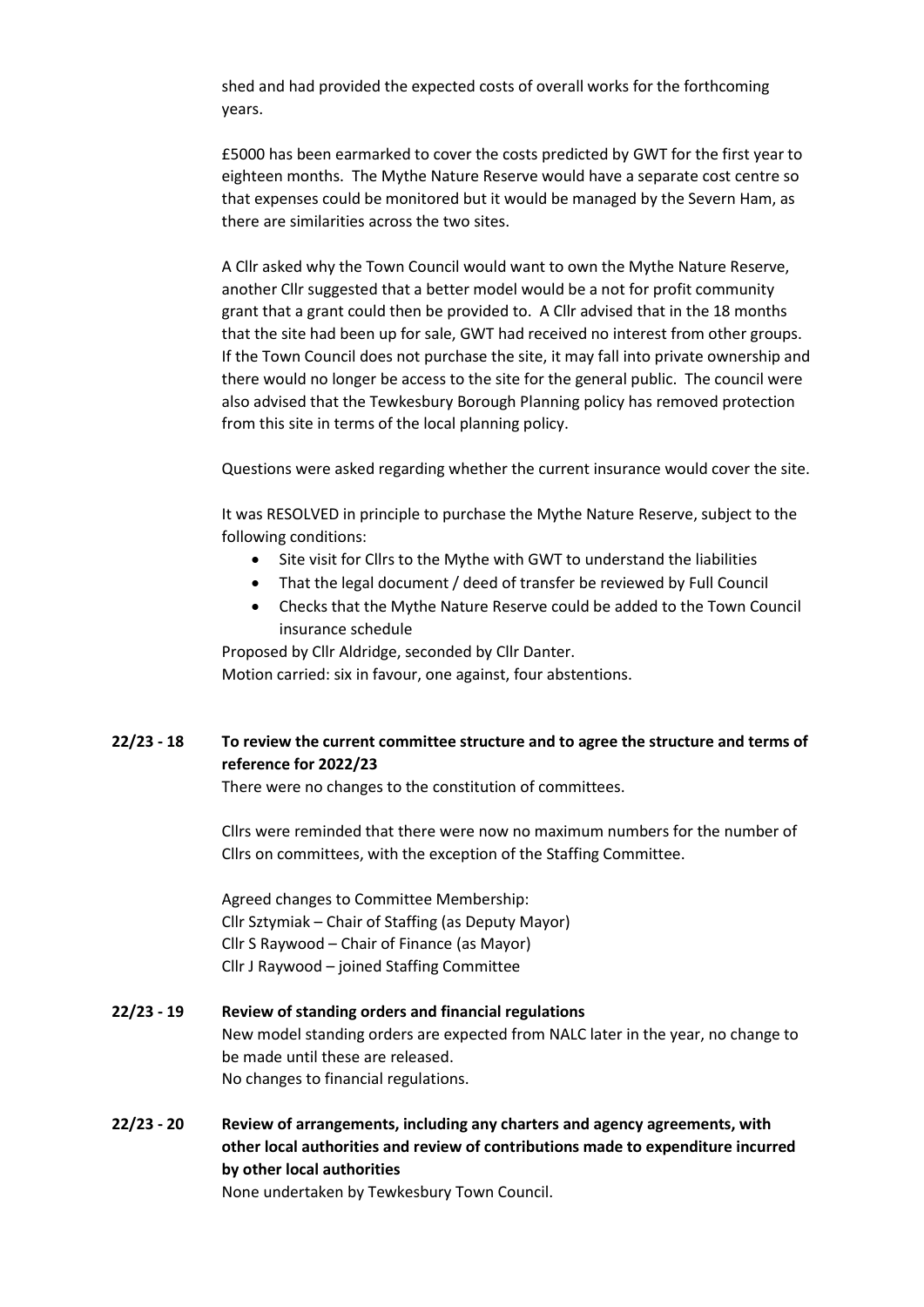shed and had provided the expected costs of overall works for the forthcoming years.

£5000 has been earmarked to cover the costs predicted by GWT for the first year to eighteen months. The Mythe Nature Reserve would have a separate cost centre so that expenses could be monitored but it would be managed by the Severn Ham, as there are similarities across the two sites.

A Cllr asked why the Town Council would want to own the Mythe Nature Reserve, another Cllr suggested that a better model would be a not for profit community grant that a grant could then be provided to. A Cllr advised that in the 18 months that the site had been up for sale, GWT had received no interest from other groups. If the Town Council does not purchase the site, it may fall into private ownership and there would no longer be access to the site for the general public. The council were also advised that the Tewkesbury Borough Planning policy has removed protection from this site in terms of the local planning policy.

Questions were asked regarding whether the current insurance would cover the site.

It was RESOLVED in principle to purchase the Mythe Nature Reserve, subject to the following conditions:

- Site visit for Cllrs to the Mythe with GWT to understand the liabilities
- That the legal document / deed of transfer be reviewed by Full Council
- Checks that the Mythe Nature Reserve could be added to the Town Council insurance schedule

Proposed by Cllr Aldridge, seconded by Cllr Danter.
Motion carried: six in favour, one against, four abstentions.

**22/23 - 18 To review the current committee structure and to agree the structure and terms of reference for 2022/23**

There were no changes to the constitution of committees.

Cllrs were reminded that there were now no maximum numbers for the number of Cllrs on committees, with the exception of the Staffing Committee.

Agreed changes to Committee Membership:
Cllr Sztymiak – Chair of Staffing (as Deputy Mayor)
Cllr S Raywood – Chair of Finance (as Mayor)
Cllr J Raywood – joined Staffing Committee

**22/23 - 19 Review of standing orders and financial regulations**

New model standing orders are expected from NALC later in the year, no change to be made until these are released.
No changes to financial regulations.

**22/23 - 20 Review of arrangements, including any charters and agency agreements, with other local authorities and review of contributions made to expenditure incurred by other local authorities**

None undertaken by Tewkesbury Town Council.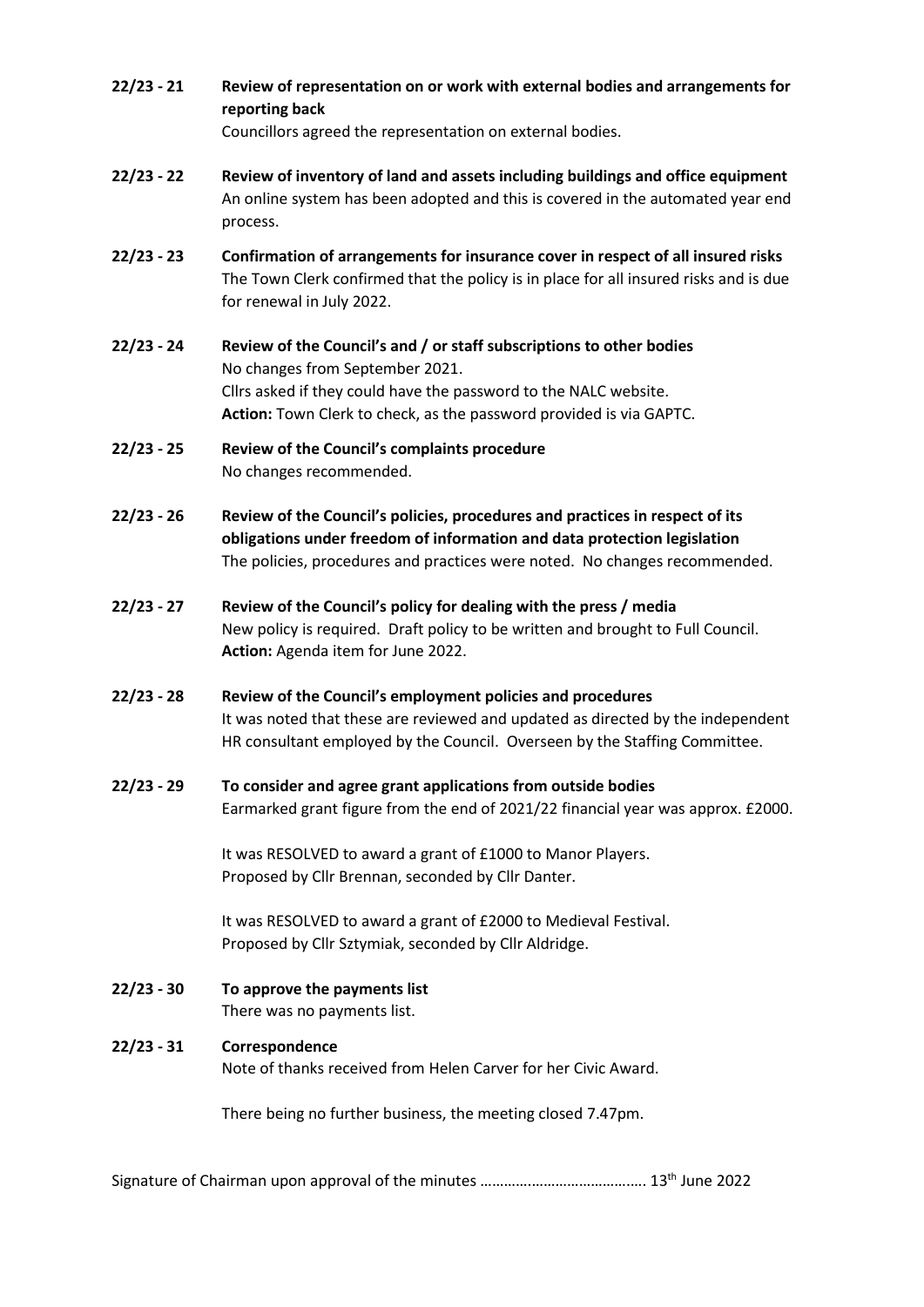**22/23 - 21 Review of representation on or work with external bodies and arrangements for reporting back**

Councillors agreed the representation on external bodies.

**22/23 - 22 Review of inventory of land and assets including buildings and office equipment**

An online system has been adopted and this is covered in the automated year end process.

**22/23 - 23 Confirmation of arrangements for insurance cover in respect of all insured risks**

The Town Clerk confirmed that the policy is in place for all insured risks and is due for renewal in July 2022.

**22/23 - 24 Review of the Council's and / or staff subscriptions to other bodies**

No changes from September 2021.
Cllrs asked if they could have the password to the NALC website.
**Action:** Town Clerk to check, as the password provided is via GAPTC.

**22/23 - 25 Review of the Council's complaints procedure**

No changes recommended.

**22/23 - 26 Review of the Council's policies, procedures and practices in respect of its obligations under freedom of information and data protection legislation**

The policies, procedures and practices were noted. No changes recommended.

**22/23 - 27 Review of the Council's policy for dealing with the press / media**

New policy is required. Draft policy to be written and brought to Full Council.
**Action:** Agenda item for June 2022.

**22/23 - 28 Review of the Council's employment policies and procedures**

It was noted that these are reviewed and updated as directed by the independent HR consultant employed by the Council. Overseen by the Staffing Committee.

**22/23 - 29 To consider and agree grant applications from outside bodies**

Earmarked grant figure from the end of 2021/22 financial year was approx. £2000.

It was RESOLVED to award a grant of £1000 to Manor Players.
Proposed by Cllr Brennan, seconded by Cllr Danter.

It was RESOLVED to award a grant of £2000 to Medieval Festival.
Proposed by Cllr Sztymiak, seconded by Cllr Aldridge.

**22/23 - 30 To approve the payments list**

There was no payments list.

**22/23 - 31 Correspondence**

Note of thanks received from Helen Carver for her Civic Award.

There being no further business, the meeting closed 7.47pm.

Signature of Chairman upon approval of the minutes ………………………………….. 13th June 2022